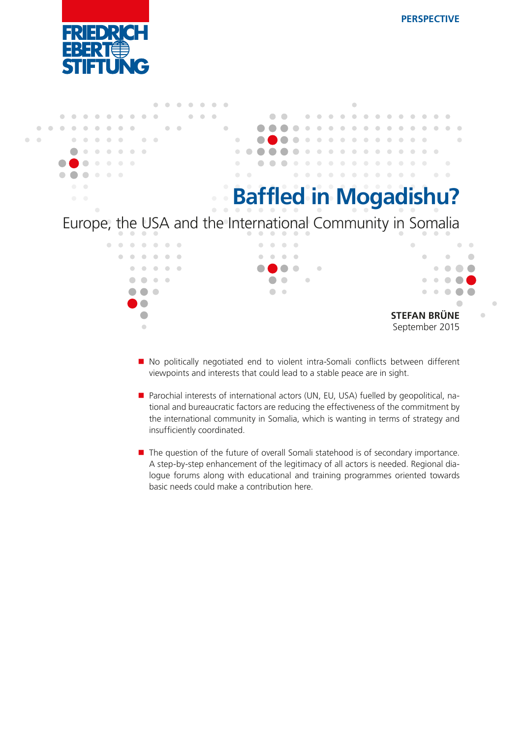PERSPECTIVE

# Baffled in Mogadishu?

## Europe, the USA and the International Community in Somalia

**STEFAN BRÜNE**
September 2015

- No politically negotiated end to violent intra-Somali conflicts between different viewpoints and interests that could lead to a stable peace are in sight.

- Parochial interests of international actors (UN, EU, USA) fuelled by geopolitical, national and bureaucratic factors are reducing the effectiveness of the commitment by the international community in Somalia, which is wanting in terms of strategy and insufficiently coordinated.

- The question of the future of overall Somali statehood is of secondary importance. A step-by-step enhancement of the legitimacy of all actors is needed. Regional dialogue forums along with educational and training programmes oriented towards basic needs could make a contribution here.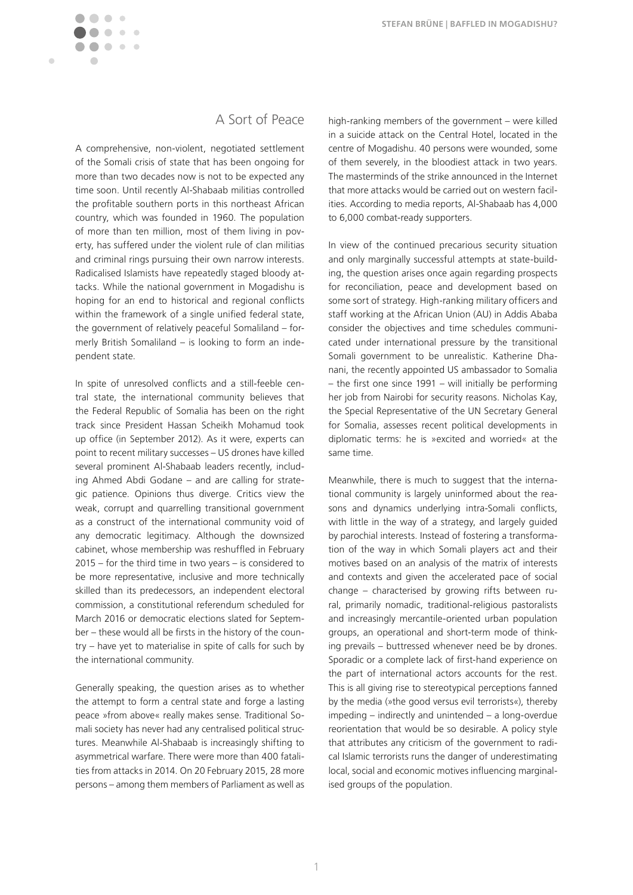## A Sort of Peace

A comprehensive, non-violent, negotiated settlement of the Somali crisis of state that has been ongoing for more than two decades now is not to be expected any time soon. Until recently Al-Shabaab militias controlled the profitable southern ports in this northeast African country, which was founded in 1960. The population of more than ten million, most of them living in poverty, has suffered under the violent rule of clan militias and criminal rings pursuing their own narrow interests. Radicalised Islamists have repeatedly staged bloody attacks. While the national government in Mogadishu is hoping for an end to historical and regional conflicts within the framework of a single unified federal state, the government of relatively peaceful Somaliland – formerly British Somaliland – is looking to form an independent state.

In spite of unresolved conflicts and a still-feeble central state, the international community believes that the Federal Republic of Somalia has been on the right track since President Hassan Scheikh Mohamud took up office (in September 2012). As it were, experts can point to recent military successes – US drones have killed several prominent Al-Shabaab leaders recently, including Ahmed Abdi Godane – and are calling for strategic patience. Opinions thus diverge. Critics view the weak, corrupt and quarrelling transitional government as a construct of the international community void of any democratic legitimacy. Although the downsized cabinet, whose membership was reshuffled in February 2015 – for the third time in two years – is considered to be more representative, inclusive and more technically skilled than its predecessors, an independent electoral commission, a constitutional referendum scheduled for March 2016 or democratic elections slated for September – these would all be firsts in the history of the country – have yet to materialise in spite of calls for such by the international community.

Generally speaking, the question arises as to whether the attempt to form a central state and forge a lasting peace »from above« really makes sense. Traditional Somali society has never had any centralised political structures. Meanwhile Al-Shabaab is increasingly shifting to asymmetrical warfare. There were more than 400 fatalities from attacks in 2014. On 20 February 2015, 28 more persons – among them members of Parliament as well as high-ranking members of the government – were killed in a suicide attack on the Central Hotel, located in the centre of Mogadishu. 40 persons were wounded, some of them severely, in the bloodiest attack in two years. The masterminds of the strike announced in the Internet that more attacks would be carried out on western facilities. According to media reports, Al-Shabaab has 4,000 to 6,000 combat-ready supporters.

In view of the continued precarious security situation and only marginally successful attempts at state-building, the question arises once again regarding prospects for reconciliation, peace and development based on some sort of strategy. High-ranking military officers and staff working at the African Union (AU) in Addis Ababa consider the objectives and time schedules communicated under international pressure by the transitional Somali government to be unrealistic. Katherine Dhanani, the recently appointed US ambassador to Somalia – the first one since 1991 – will initially be performing her job from Nairobi for security reasons. Nicholas Kay, the Special Representative of the UN Secretary General for Somalia, assesses recent political developments in diplomatic terms: he is »excited and worried« at the same time.

Meanwhile, there is much to suggest that the international community is largely uninformed about the reasons and dynamics underlying intra-Somali conflicts, with little in the way of a strategy, and largely guided by parochial interests. Instead of fostering a transformation of the way in which Somali players act and their motives based on an analysis of the matrix of interests and contexts and given the accelerated pace of social change – characterised by growing rifts between rural, primarily nomadic, traditional-religious pastoralists and increasingly mercantile-oriented urban population groups, an operational and short-term mode of thinking prevails – buttressed whenever need be by drones. Sporadic or a complete lack of first-hand experience on the part of international actors accounts for the rest. This is all giving rise to stereotypical perceptions fanned by the media (»the good versus evil terrorists«), thereby impeding – indirectly and unintended – a long-overdue reorientation that would be so desirable. A policy style that attributes any criticism of the government to radical Islamic terrorists runs the danger of underestimating local, social and economic motives influencing marginalised groups of the population.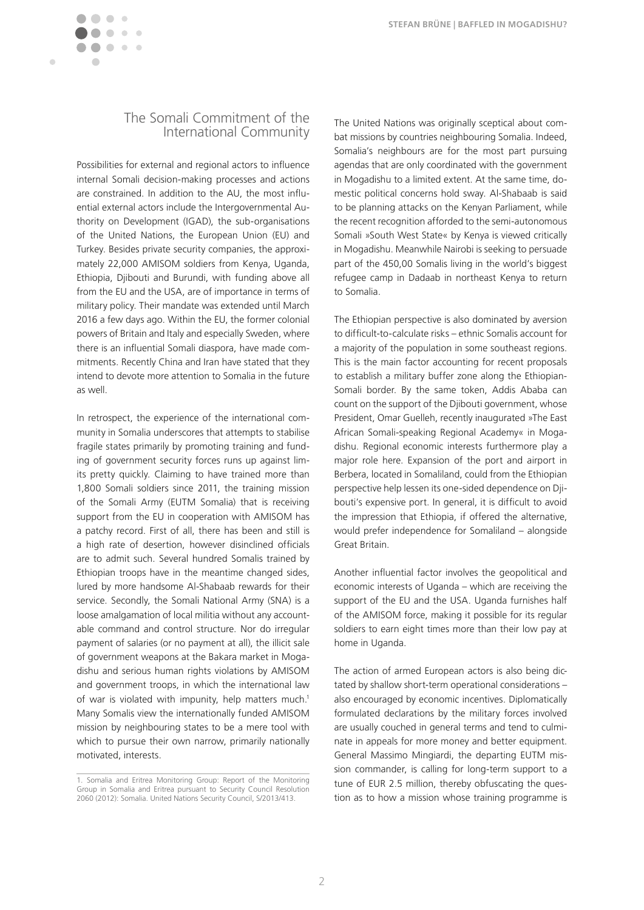## The Somali Commitment of the International Community

Possibilities for external and regional actors to influence internal Somali decision-making processes and actions are constrained. In addition to the AU, the most influential external actors include the Intergovernmental Authority on Development (IGAD), the sub-organisations of the United Nations, the European Union (EU) and Turkey. Besides private security companies, the approximately 22,000 AMISOM soldiers from Kenya, Uganda, Ethiopia, Djibouti and Burundi, with funding above all from the EU and the USA, are of importance in terms of military policy. Their mandate was extended until March 2016 a few days ago. Within the EU, the former colonial powers of Britain and Italy and especially Sweden, where there is an influential Somali diaspora, have made commitments. Recently China and Iran have stated that they intend to devote more attention to Somalia in the future as well.

In retrospect, the experience of the international community in Somalia underscores that attempts to stabilise fragile states primarily by promoting training and funding of government security forces runs up against limits pretty quickly. Claiming to have trained more than 1,800 Somali soldiers since 2011, the training mission of the Somali Army (EUTM Somalia) that is receiving support from the EU in cooperation with AMISOM has a patchy record. First of all, there has been and still is a high rate of desertion, however disinclined officials are to admit such. Several hundred Somalis trained by Ethiopian troops have in the meantime changed sides, lured by more handsome Al-Shabaab rewards for their service. Secondly, the Somali National Army (SNA) is a loose amalgamation of local militia without any accountable command and control structure. Nor do irregular payment of salaries (or no payment at all), the illicit sale of government weapons at the Bakara market in Mogadishu and serious human rights violations by AMISOM and government troops, in which the international law of war is violated with impunity, help matters much.[1] Many Somalis view the internationally funded AMISOM mission by neighbouring states to be a mere tool with which to pursue their own narrow, primarily nationally motivated, interests.

The United Nations was originally sceptical about combat missions by countries neighbouring Somalia. Indeed, Somalia's neighbours are for the most part pursuing agendas that are only coordinated with the government in Mogadishu to a limited extent. At the same time, domestic political concerns hold sway. Al-Shabaab is said to be planning attacks on the Kenyan Parliament, while the recent recognition afforded to the semi-autonomous Somali »South West State« by Kenya is viewed critically in Mogadishu. Meanwhile Nairobi is seeking to persuade part of the 450,00 Somalis living in the world's biggest refugee camp in Dadaab in northeast Kenya to return to Somalia.

The Ethiopian perspective is also dominated by aversion to difficult-to-calculate risks – ethnic Somalis account for a majority of the population in some southeast regions. This is the main factor accounting for recent proposals to establish a military buffer zone along the Ethiopian-Somali border. By the same token, Addis Ababa can count on the support of the Djibouti government, whose President, Omar Guelleh, recently inaugurated »The East African Somali-speaking Regional Academy« in Mogadishu. Regional economic interests furthermore play a major role here. Expansion of the port and airport in Berbera, located in Somaliland, could from the Ethiopian perspective help lessen its one-sided dependence on Djibouti's expensive port. In general, it is difficult to avoid the impression that Ethiopia, if offered the alternative, would prefer independence for Somaliland – alongside Great Britain.

Another influential factor involves the geopolitical and economic interests of Uganda – which are receiving the support of the EU and the USA. Uganda furnishes half of the AMISOM force, making it possible for its regular soldiers to earn eight times more than their low pay at home in Uganda.

The action of armed European actors is also being dictated by shallow short-term operational considerations – also encouraged by economic incentives. Diplomatically formulated declarations by the military forces involved are usually couched in general terms and tend to culminate in appeals for more money and better equipment. General Massimo Mingiardi, the departing EUTM mission commander, is calling for long-term support to a tune of EUR 2.5 million, thereby obfuscating the question as to how a mission whose training programme is

---

1. Somalia and Eritrea Monitoring Group: Report of the Monitoring Group in Somalia and Eritrea pursuant to Security Council Resolution 2060 (2012): Somalia. United Nations Security Council, S/2013/413.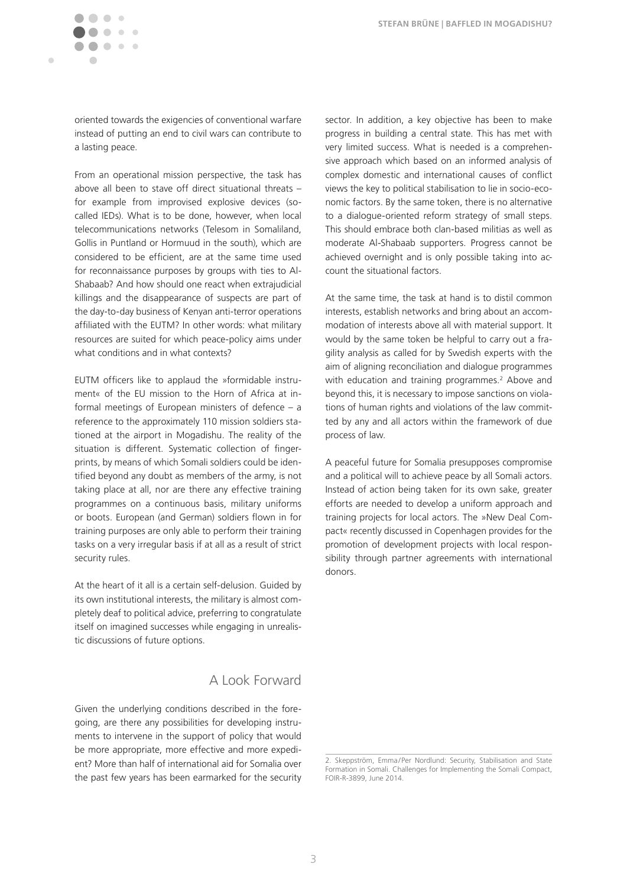oriented towards the exigencies of conventional warfare instead of putting an end to civil wars can contribute to a lasting peace.

From an operational mission perspective, the task has above all been to stave off direct situational threats – for example from improvised explosive devices (so-called IEDs). What is to be done, however, when local telecommunications networks (Telesom in Somaliland, Gollis in Puntland or Hormuud in the south), which are considered to be efficient, are at the same time used for reconnaissance purposes by groups with ties to Al-Shabaab? And how should one react when extrajudicial killings and the disappearance of suspects are part of the day-to-day business of Kenyan anti-terror operations affiliated with the EUTM? In other words: what military resources are suited for which peace-policy aims under what conditions and in what contexts?

EUTM officers like to applaud the »formidable instrument« of the EU mission to the Horn of Africa at informal meetings of European ministers of defence – a reference to the approximately 110 mission soldiers stationed at the airport in Mogadishu. The reality of the situation is different. Systematic collection of fingerprints, by means of which Somali soldiers could be identified beyond any doubt as members of the army, is not taking place at all, nor are there any effective training programmes on a continuous basis, military uniforms or boots. European (and German) soldiers flown in for training purposes are only able to perform their training tasks on a very irregular basis if at all as a result of strict security rules.

At the heart of it all is a certain self-delusion. Guided by its own institutional interests, the military is almost completely deaf to political advice, preferring to congratulate itself on imagined successes while engaging in unrealistic discussions of future options.

## A Look Forward

Given the underlying conditions described in the foregoing, are there any possibilities for developing instruments to intervene in the support of policy that would be more appropriate, more effective and more expedient? More than half of international aid for Somalia over the past few years has been earmarked for the security sector. In addition, a key objective has been to make progress in building a central state. This has met with very limited success. What is needed is a comprehensive approach which based on an informed analysis of complex domestic and international causes of conflict views the key to political stabilisation to lie in socio-economic factors. By the same token, there is no alternative to a dialogue-oriented reform strategy of small steps. This should embrace both clan-based militias as well as moderate Al-Shabaab supporters. Progress cannot be achieved overnight and is only possible taking into account the situational factors.

At the same time, the task at hand is to distil common interests, establish networks and bring about an accommodation of interests above all with material support. It would by the same token be helpful to carry out a fragility analysis as called for by Swedish experts with the aim of aligning reconciliation and dialogue programmes with education and training programmes.[2] Above and beyond this, it is necessary to impose sanctions on violations of human rights and violations of the law committed by any and all actors within the framework of due process of law.

A peaceful future for Somalia presupposes compromise and a political will to achieve peace by all Somali actors. Instead of action being taken for its own sake, greater efforts are needed to develop a uniform approach and training projects for local actors. The »New Deal Compact« recently discussed in Copenhagen provides for the promotion of development projects with local responsibility through partner agreements with international donors.

---

2. Skeppström, Emma/Per Nordlund: Security, Stabilisation and State Formation in Somali. Challenges for Implementing the Somali Compact, FOIR-R-3899, June 2014.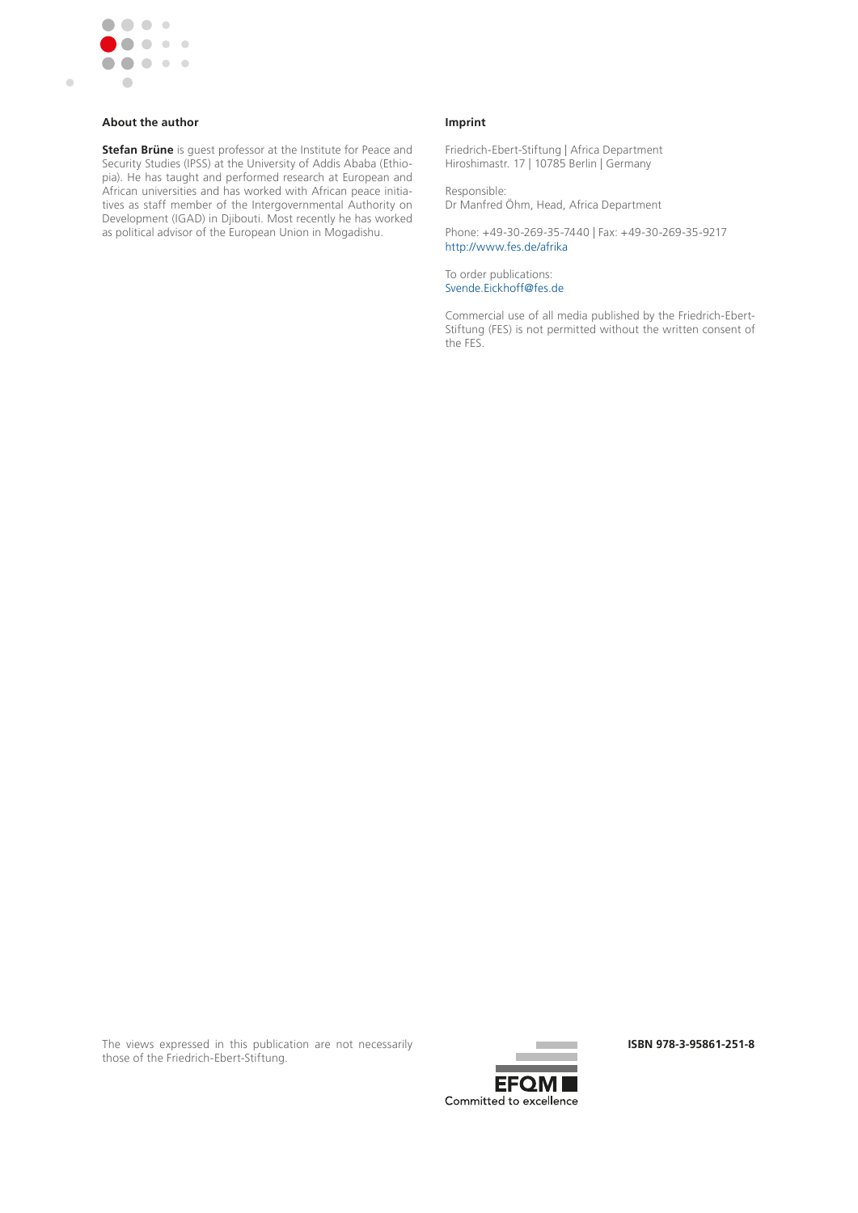#### About the author

**Stefan Brüne** is guest professor at the Institute for Peace and Security Studies (IPSS) at the University of Addis Ababa (Ethiopia). He has taught and performed research at European and African universities and has worked with African peace initiatives as staff member of the Intergovernmental Authority on Development (IGAD) in Djibouti. Most recently he has worked as political advisor of the European Union in Mogadishu.

#### Imprint

Friedrich-Ebert-Stiftung | Africa Department
Hiroshimastr. 17 | 10785 Berlin | Germany

Responsible:
Dr Manfred Öhm, Head, Africa Department

Phone: +49-30-269-35-7440 | Fax: +49-30-269-35-9217
http://www.fes.de/afrika

To order publications:
Svende.Eickhoff@fes.de

Commercial use of all media published by the Friedrich-Ebert-Stiftung (FES) is not permitted without the written consent of the FES.

The views expressed in this publication are not necessarily those of the Friedrich-Ebert-Stiftung.

EFQM
Committed to excellence

**ISBN 978-3-95861-251-8**